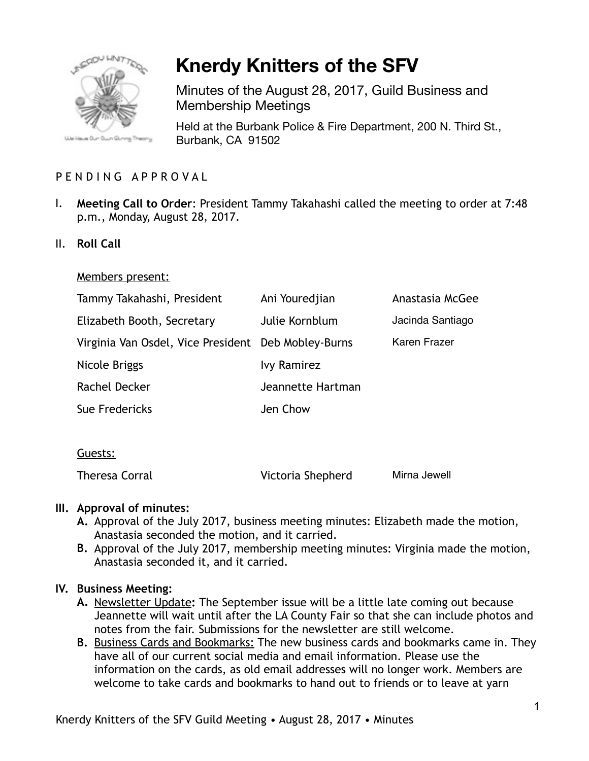# Knerdy Knitters of the SFV

Minutes of the August 28, 2017, Guild Business and Membership Meetings

Held at the Burbank Police & Fire Department, 200 N. Third St., Burbank, CA 91502

P E N D I N G   A P P R O V A L

I. **Meeting Call to Order**: President Tammy Takahashi called the meeting to order at 7:48 p.m., Monday, August 28, 2017.

II. **Roll Call**

<u>Members present:</u>

| | | |
|---|---|---|
| Tammy Takahashi, President | Ani Youredjian | Anastasia McGee |
| Elizabeth Booth, Secretary | Julie Kornblum | Jacinda Santiago |
| Virginia Van Osdel, Vice President | Deb Mobley-Burns | Karen Frazer |
| Nicole Briggs | Ivy Ramirez | |
| Rachel Decker | Jeannette Hartman | |
| Sue Fredericks | Jen Chow | |

<u>Guests:</u>

| | | |
|---|---|---|
| Theresa Corral | Victoria Shepherd | Mirna Jewell |

**III. Approval of minutes:**

**A.** Approval of the July 2017, business meeting minutes: Elizabeth made the motion, Anastasia seconded the motion, and it carried.

**B.** Approval of the July 2017, membership meeting minutes: Virginia made the motion, Anastasia seconded it, and it carried.

**IV. Business Meeting:**

**A.** <u>Newsletter Update</u>**:** The September issue will be a little late coming out because Jeannette will wait until after the LA County Fair so that she can include photos and notes from the fair. Submissions for the newsletter are still welcome.

**B.** <u>Business Cards and Bookmarks:</u> The new business cards and bookmarks came in. They have all of our current social media and email information. Please use the information on the cards, as old email addresses will no longer work. Members are welcome to take cards and bookmarks to hand out to friends or to leave at yarn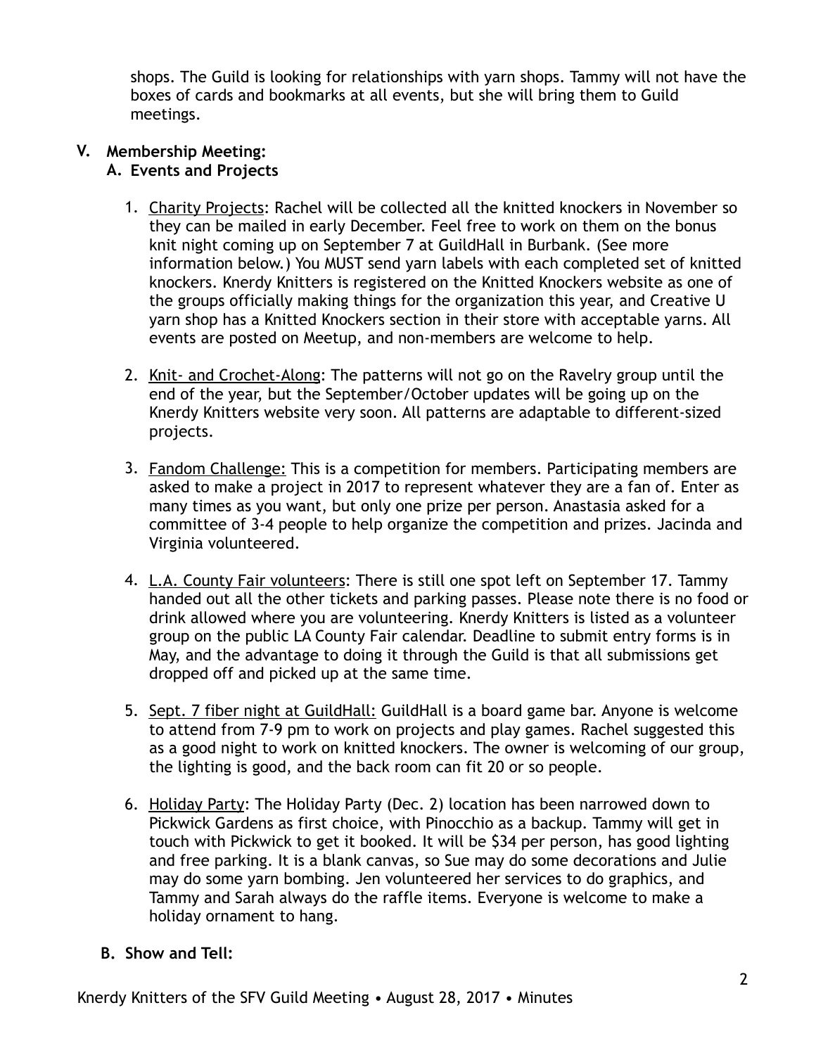shops. The Guild is looking for relationships with yarn shops. Tammy will not have the boxes of cards and bookmarks at all events, but she will bring them to Guild meetings.

## V. Membership Meeting:

### A. Events and Projects

1. Charity Projects: Rachel will be collected all the knitted knockers in November so they can be mailed in early December. Feel free to work on them on the bonus knit night coming up on September 7 at GuildHall in Burbank. (See more information below.) You MUST send yarn labels with each completed set of knitted knockers. Knerdy Knitters is registered on the Knitted Knockers website as one of the groups officially making things for the organization this year, and Creative U yarn shop has a Knitted Knockers section in their store with acceptable yarns. All events are posted on Meetup, and non-members are welcome to help.

2. Knit- and Crochet-Along: The patterns will not go on the Ravelry group until the end of the year, but the September/October updates will be going up on the Knerdy Knitters website very soon. All patterns are adaptable to different-sized projects.

3. Fandom Challenge: This is a competition for members. Participating members are asked to make a project in 2017 to represent whatever they are a fan of. Enter as many times as you want, but only one prize per person. Anastasia asked for a committee of 3-4 people to help organize the competition and prizes. Jacinda and Virginia volunteered.

4. L.A. County Fair volunteers: There is still one spot left on September 17. Tammy handed out all the other tickets and parking passes. Please note there is no food or drink allowed where you are volunteering. Knerdy Knitters is listed as a volunteer group on the public LA County Fair calendar. Deadline to submit entry forms is in May, and the advantage to doing it through the Guild is that all submissions get dropped off and picked up at the same time.

5. Sept. 7 fiber night at GuildHall: GuildHall is a board game bar. Anyone is welcome to attend from 7-9 pm to work on projects and play games. Rachel suggested this as a good night to work on knitted knockers. The owner is welcoming of our group, the lighting is good, and the back room can fit 20 or so people.

6. Holiday Party: The Holiday Party (Dec. 2) location has been narrowed down to Pickwick Gardens as first choice, with Pinocchio as a backup. Tammy will get in touch with Pickwick to get it booked. It will be $34 per person, has good lighting and free parking. It is a blank canvas, so Sue may do some decorations and Julie may do some yarn bombing. Jen volunteered her services to do graphics, and Tammy and Sarah always do the raffle items. Everyone is welcome to make a holiday ornament to hang.

### B. Show and Tell: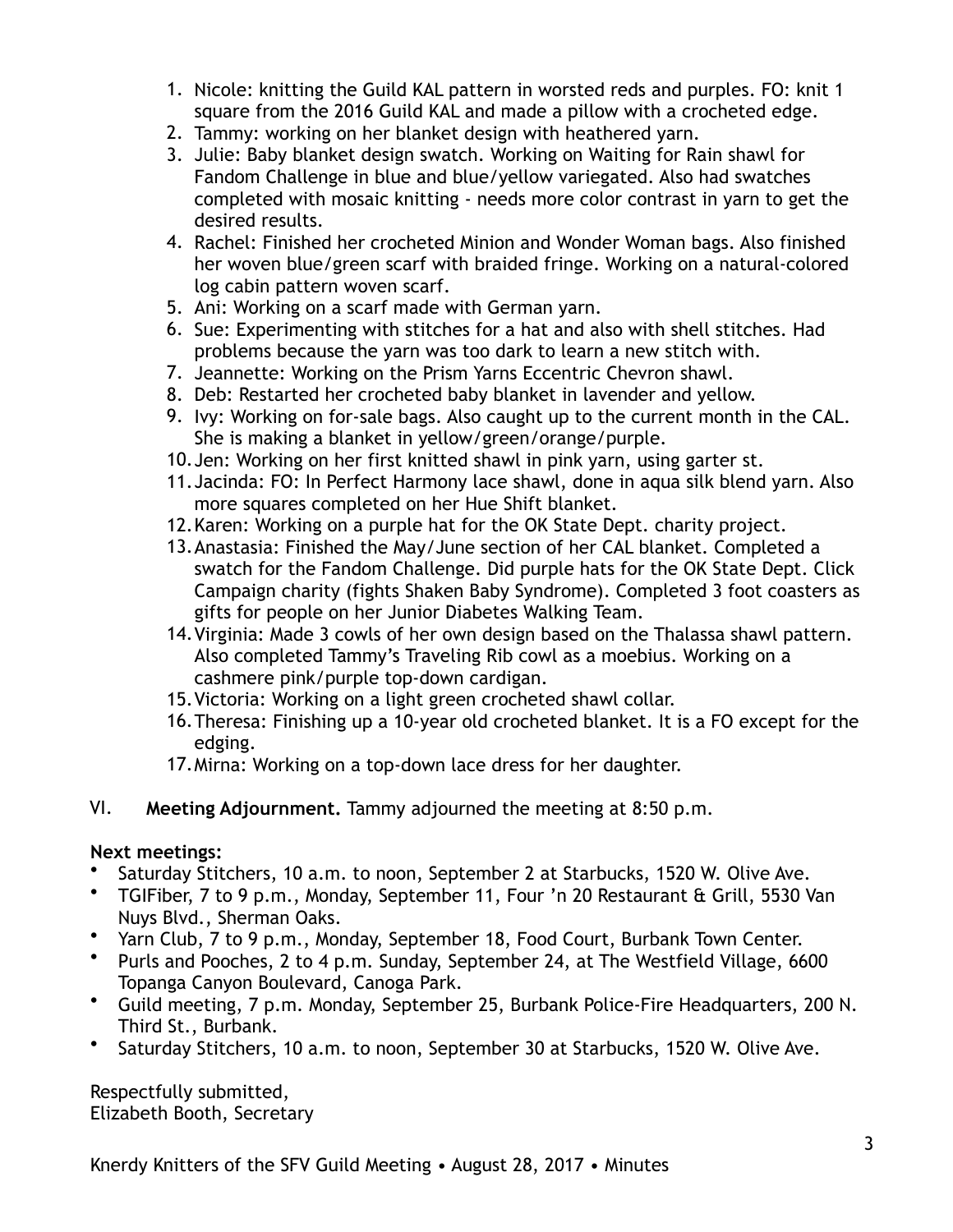1. Nicole: knitting the Guild KAL pattern in worsted reds and purples. FO: knit 1 square from the 2016 Guild KAL and made a pillow with a crocheted edge.
2. Tammy: working on her blanket design with heathered yarn.
3. Julie: Baby blanket design swatch. Working on Waiting for Rain shawl for Fandom Challenge in blue and blue/yellow variegated. Also had swatches completed with mosaic knitting - needs more color contrast in yarn to get the desired results.
4. Rachel: Finished her crocheted Minion and Wonder Woman bags. Also finished her woven blue/green scarf with braided fringe. Working on a natural-colored log cabin pattern woven scarf.
5. Ani: Working on a scarf made with German yarn.
6. Sue: Experimenting with stitches for a hat and also with shell stitches. Had problems because the yarn was too dark to learn a new stitch with.
7. Jeannette: Working on the Prism Yarns Eccentric Chevron shawl.
8. Deb: Restarted her crocheted baby blanket in lavender and yellow.
9. Ivy: Working on for-sale bags. Also caught up to the current month in the CAL. She is making a blanket in yellow/green/orange/purple.
10. Jen: Working on her first knitted shawl in pink yarn, using garter st.
11. Jacinda: FO: In Perfect Harmony lace shawl, done in aqua silk blend yarn. Also more squares completed on her Hue Shift blanket.
12. Karen: Working on a purple hat for the OK State Dept. charity project.
13. Anastasia: Finished the May/June section of her CAL blanket. Completed a swatch for the Fandom Challenge. Did purple hats for the OK State Dept. Click Campaign charity (fights Shaken Baby Syndrome). Completed 3 foot coasters as gifts for people on her Junior Diabetes Walking Team.
14. Virginia: Made 3 cowls of her own design based on the Thalassa shawl pattern. Also completed Tammy's Traveling Rib cowl as a moebius. Working on a cashmere pink/purple top-down cardigan.
15. Victoria: Working on a light green crocheted shawl collar.
16. Theresa: Finishing up a 10-year old crocheted blanket. It is a FO except for the edging.
17. Mirna: Working on a top-down lace dress for her daughter.

VI. **Meeting Adjournment.** Tammy adjourned the meeting at 8:50 p.m.

**Next meetings:**

- Saturday Stitchers, 10 a.m. to noon, September 2 at Starbucks, 1520 W. Olive Ave.
- TGIFiber, 7 to 9 p.m., Monday, September 11, Four 'n 20 Restaurant & Grill, 5530 Van Nuys Blvd., Sherman Oaks.
- Yarn Club, 7 to 9 p.m., Monday, September 18, Food Court, Burbank Town Center.
- Purls and Pooches, 2 to 4 p.m. Sunday, September 24, at The Westfield Village, 6600 Topanga Canyon Boulevard, Canoga Park.
- Guild meeting, 7 p.m. Monday, September 25, Burbank Police-Fire Headquarters, 200 N. Third St., Burbank.
- Saturday Stitchers, 10 a.m. to noon, September 30 at Starbucks, 1520 W. Olive Ave.

Respectfully submitted,
Elizabeth Booth, Secretary